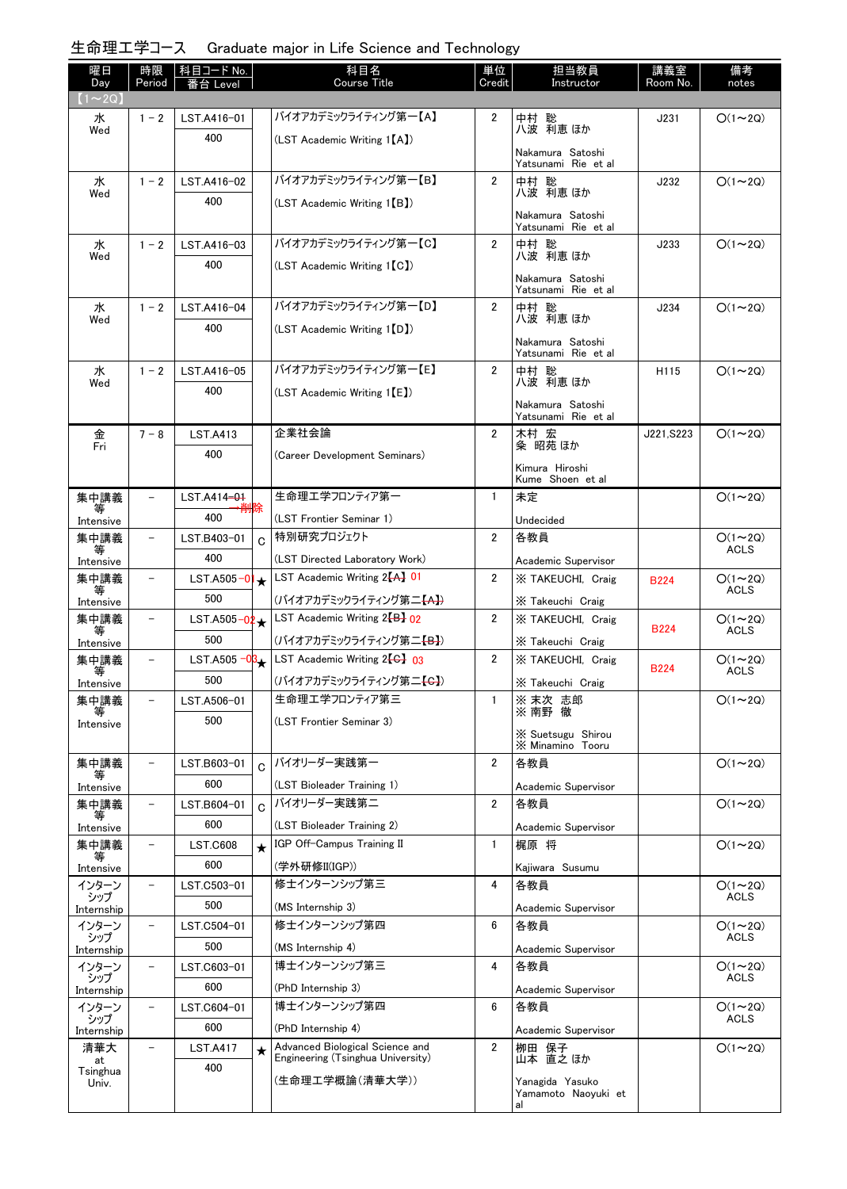# 生命理工学コース　Graduate major in Life Science and Technology

| 曜日 Day | 時限 Period | 科目コード No. 番台 Level | | 科目名 Course Title | 単位 Credit | 担当教員 Instructor | 講義室 Room No. | 備考 notes |
|---|---|---|---|---|---|---|---|---|
| 【1～2Q】 | | | | | | | | |
| 水 Wed | 1－2 | LST.A416-01 400 | | バイオアカデミックライティング第一【A】 (LST Academic Writing 1【A】) | 2 | 中村 聡 八波 利恵 ほか Nakamura Satoshi Yatsunami Rie et al | J231 | O(1～2Q) |
| 水 Wed | 1－2 | LST.A416-02 400 | | バイオアカデミックライティング第一【B】 (LST Academic Writing 1【B】) | 2 | 中村 聡 八波 利恵 ほか Nakamura Satoshi Yatsunami Rie et al | J232 | O(1～2Q) |
| 水 Wed | 1－2 | LST.A416-03 400 | | バイオアカデミックライティング第一【C】 (LST Academic Writing 1【C】) | 2 | 中村 聡 八波 利恵 ほか Nakamura Satoshi Yatsunami Rie et al | J233 | O(1～2Q) |
| 水 Wed | 1－2 | LST.A416-04 400 | | バイオアカデミックライティング第一【D】 (LST Academic Writing 1【D】) | 2 | 中村 聡 八波 利恵 ほか Nakamura Satoshi Yatsunami Rie et al | J234 | O(1～2Q) |
| 水 Wed | 1－2 | LST.A416-05 400 | | バイオアカデミックライティング第一【E】 (LST Academic Writing 1【E】) | 2 | 中村 聡 八波 利恵 ほか Nakamura Satoshi Yatsunami Rie et al | H115 | O(1～2Q) |
| 金 Fri | 7－8 | LST.A413 400 | | 企業社会論 (Career Development Seminars) | 2 | 木村 宏 粂 昭苑 ほか Kimura Hiroshi Kume Shoen et al | J221,S223 | O(1～2Q) |
| 集中講義等 Intensive | － | LST.A414-~~01~~ 削除 400 | | 生命理工学フロンティア第一 (LST Frontier Seminar 1) | 1 | 未定 Undecided | | O(1～2Q) |
| 集中講義等 Intensive | － | LST.B403-01 400 | C | 特別研究プロジェクト (LST Directed Laboratory Work) | 2 | 各教員 Academic Supervisor | | O(1～2Q) ACLS |
| 集中講義等 Intensive | － | LST.A505-~~0~~01 500 | ★ | LST Academic Writing 2~~【A】~~ 01 (バイオアカデミックライティング第二~~【A】~~) | 2 | ※ TAKEUCHI, Craig ※ Takeuchi Craig | B224 | O(1～2Q) ACLS |
| 集中講義等 Intensive | － | LST.A505-~~02~~ 500 | ★ | LST Academic Writing 2~~【B】~~ 02 (バイオアカデミックライティング第二~~【B】~~) | 2 | ※ TAKEUCHI, Craig ※ Takeuchi Craig | B224 | O(1～2Q) ACLS |
| 集中講義等 Intensive | － | LST.A505 -~~03~~ 500 | ★ | LST Academic Writing 2~~【C】~~ 03 (バイオアカデミックライティング第二~~【C】~~) | 2 | ※ TAKEUCHI, Craig ※ Takeuchi Craig | B224 | O(1～2Q) ACLS |
| 集中講義等 Intensive | － | LST.A506-01 500 | | 生命理工学フロンティア第三 (LST Frontier Seminar 3) | 1 | ※ 末次 志郎 ※ 南野 徹 ※ Suetsugu Shiro ※ Minamino Tooru | | O(1～2Q) |
| 集中講義等 Intensive | － | LST.B603-01 600 | C | バイオリーダー実践第一 (LST Bioleader Training 1) | 2 | 各教員 Academic Supervisor | | O(1～2Q) |
| 集中講義等 Intensive | － | LST.B604-01 600 | C | バイオリーダー実践第二 (LST Bioleader Training 2) | 2 | 各教員 Academic Supervisor | | O(1～2Q) |
| 集中講義等 Intensive | － | LST.C608 600 | ★ | IGP Off-Campus Training II (学外研修II(IGP)) | 1 | 梶原 将 Kajiwara Susumu | | O(1～2Q) |
| インターンシップ Internship | － | LST.C503-01 500 | | 修士インターンシップ第三 (MS Internship 3) | 4 | 各教員 Academic Supervisor | | O(1～2Q) ACLS |
| インターンシップ Internship | － | LST.C504-01 500 | | 修士インターンシップ第四 (MS Internship 4) | 6 | 各教員 Academic Supervisor | | O(1～2Q) ACLS |
| インターンシップ Internship | － | LST.C603-01 600 | | 博士インターンシップ第三 (PhD Internship 3) | 4 | 各教員 Academic Supervisor | | O(1～2Q) ACLS |
| インターンシップ Internship | － | LST.C604-01 600 | | 博士インターンシップ第四 (PhD Internship 4) | 6 | 各教員 Academic Supervisor | | O(1～2Q) ACLS |
| 清華大 at Tsinghua Univ. | － | LST.A417 400 | ★ | Advanced Biological Science and Engineering (Tsinghua University) (生命理工学概論(清華大学)) | 2 | 柳田 保子 山本 直之 ほか Yanagida Yasuko Yamamoto Naoyuki et al | | O(1～2Q) |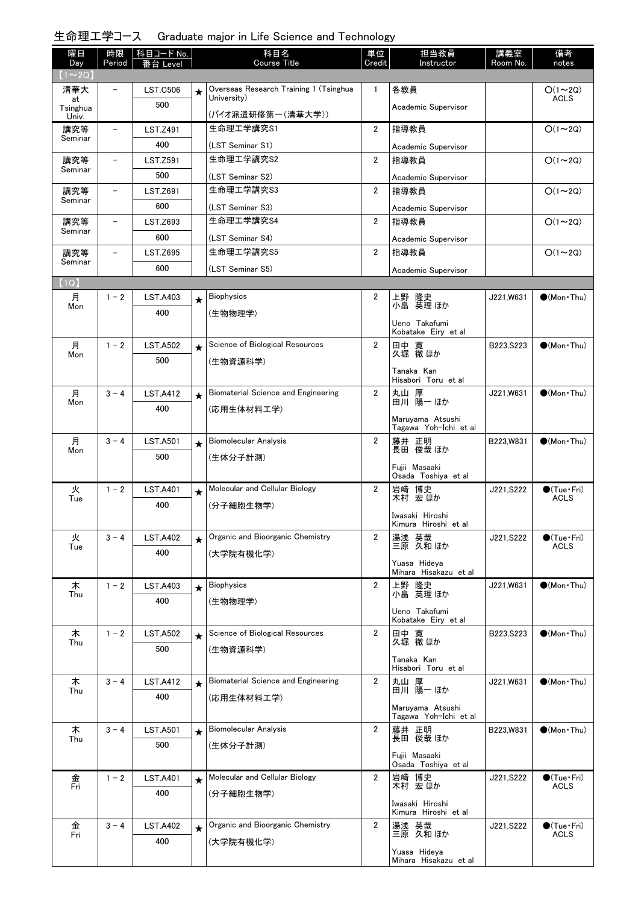## 生命理工学コース　Graduate major in Life Science and Technology

| 曜日 Day | 時限 Period | 科目コード No. 番台 Level | | 科目名 Course Title | 単位 Credit | 担当教員 Instructor | 講義室 Room No. | 備考 notes |
|---|---|---|---|---|---|---|---|---|
| 【1～2Q】 | | | | | | | | |
| 清華大 at Tsinghua Univ. | － | LST.C506<br>500 | ★ | Overseas Research Training 1 (Tsinghua University)<br>(バイオ派遣研修第一(清華大学)) | 1 | 各教員<br>Academic Supervisor | | ○(1～2Q)<br>ACLS |
| 講究等 Seminar | － | LST.Z491<br>400 | | 生命理工学講究S1<br>(LST Seminar S1) | 2 | 指導教員<br>Academic Supervisor | | ○(1～2Q) |
| 講究等 Seminar | － | LST.Z591<br>500 | | 生命理工学講究S2<br>(LST Seminar S2) | 2 | 指導教員<br>Academic Supervisor | | ○(1～2Q) |
| 講究等 Seminar | － | LST.Z691<br>600 | | 生命理工学講究S3<br>(LST Seminar S3) | 2 | 指導教員<br>Academic Supervisor | | ○(1～2Q) |
| 講究等 Seminar | － | LST.Z693<br>600 | | 生命理工学講究S4<br>(LST Seminar S4) | 2 | 指導教員<br>Academic Supervisor | | ○(1～2Q) |
| 講究等 Seminar | － | LST.Z695<br>600 | | 生命理工学講究S5<br>(LST Seminar S5) | 2 | 指導教員<br>Academic Supervisor | | ○(1～2Q) |
| 【1Q】 | | | | | | | | |
| 月 Mon | 1－2 | LST.A403<br>400 | ★ | Biophysics<br>(生物物理学) | 2 | 上野 隆史<br>小畠 英理 ほか<br>Ueno Takafumi<br>Kobatake Eiry et al | J221,W631 | ●(Mon・Thu) |
| 月 Mon | 1－2 | LST.A502<br>500 | ★ | Science of Biological Resources<br>(生物資源科学) | 2 | 田中 寛<br>久堀 徹 ほか<br>Tanaka Kan<br>Hisabori Toru et al | B223,S223 | ●(Mon・Thu) |
| 月 Mon | 3－4 | LST.A412<br>400 | ★ | Biomaterial Science and Engineering<br>(応用生体材料工学) | 2 | 丸山 厚<br>田川 陽一 ほか<br>Maruyama Atsushi<br>Tagawa Yoh-Ichi et al | J221,W631 | ●(Mon・Thu) |
| 月 Mon | 3－4 | LST.A501<br>500 | ★ | Biomolecular Analysis<br>(生体分子計測) | 2 | 藤井 正明<br>長田 俊哉 ほか<br>Fujii Masaaki<br>Osada Toshiya et al | B223,W831 | ●(Mon・Thu) |
| 火 Tue | 1－2 | LST.A401<br>400 | ★ | Molecular and Cellular Biology<br>(分子細胞生物学) | 2 | 岩崎 博史<br>木村 宏 ほか<br>Iwasaki Hiroshi<br>Kimura Hiroshi et al | J221,S222 | ●(Tue・Fri)<br>ACLS |
| 火 Tue | 3－4 | LST.A402<br>400 | ★ | Organic and Bioorganic Chemistry<br>(大学院有機化学) | 2 | 湯浅 英哉<br>三原 久和 ほか<br>Yuasa Hideya<br>Mihara Hisakazu et al | J221,S222 | ●(Tue・Fri)<br>ACLS |
| 木 Thu | 1－2 | LST.A403<br>400 | ★ | Biophysics<br>(生物物理学) | 2 | 上野 隆史<br>小畠 英理 ほか<br>Ueno Takafumi<br>Kobatake Eiry et al | J221,W631 | ●(Mon・Thu) |
| 木 Thu | 1－2 | LST.A502<br>500 | ★ | Science of Biological Resources<br>(生物資源科学) | 2 | 田中 寛<br>久堀 徹 ほか<br>Tanaka Kan<br>Hisabori Toru et al | B223,S223 | ●(Mon・Thu) |
| 木 Thu | 3－4 | LST.A412<br>400 | ★ | Biomaterial Science and Engineering<br>(応用生体材料工学) | 2 | 丸山 厚<br>田川 陽一 ほか<br>Maruyama Atsushi<br>Tagawa Yoh-Ichi et al | J221,W631 | ●(Mon・Thu) |
| 木 Thu | 3－4 | LST.A501<br>500 | ★ | Biomolecular Analysis<br>(生体分子計測) | 2 | 藤井 正明<br>長田 俊哉 ほか<br>Fujii Masaaki<br>Osada Toshiya et al | B223,W831 | ●(Mon・Thu) |
| 金 Fri | 1－2 | LST.A401<br>400 | ★ | Molecular and Cellular Biology<br>(分子細胞生物学) | 2 | 岩崎 博史<br>木村 宏 ほか<br>Iwasaki Hiroshi<br>Kimura Hiroshi et al | J221,S222 | ●(Tue・Fri)<br>ACLS |
| 金 Fri | 3－4 | LST.A402<br>400 | ★ | Organic and Bioorganic Chemistry<br>(大学院有機化学) | 2 | 湯浅 英哉<br>三原 久和 ほか<br>Yuasa Hideya<br>Mihara Hisakazu et al | J221,S222 | ●(Tue・Fri)<br>ACLS |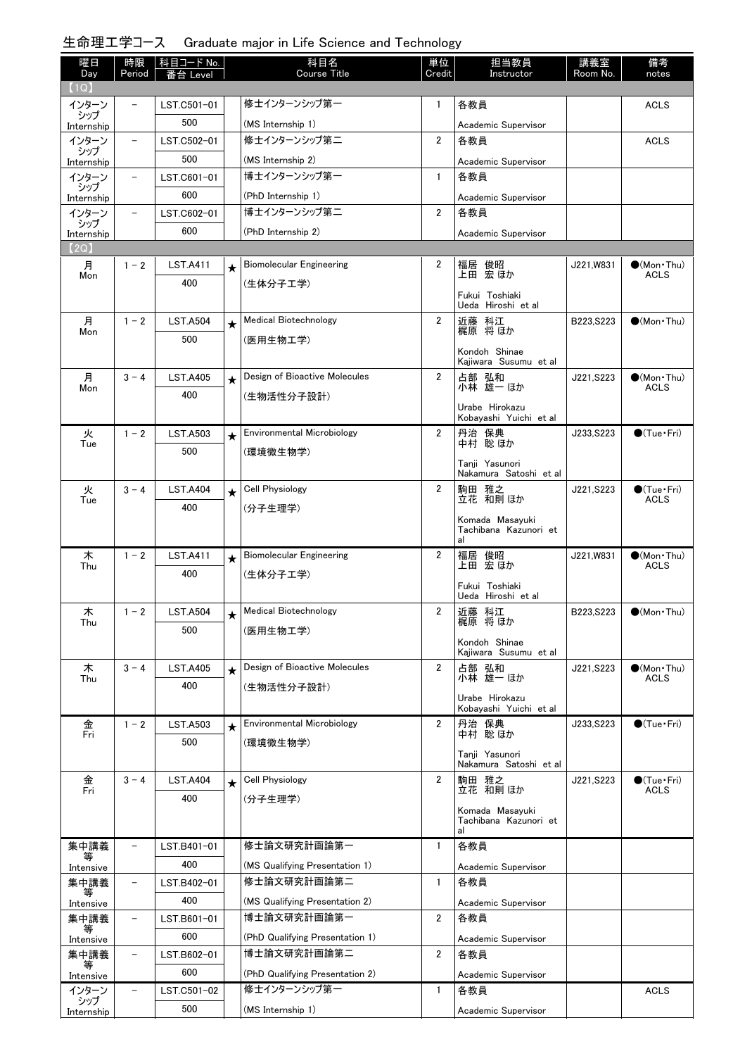## 生命理工学コース　Graduate major in Life Science and Technology

| 曜日 Day | 時限 Period | 科目コード No. 番台 Level | | 科目名 Course Title | 単位 Credit | 担当教員 Instructor | 講義室 Room No. | 備考 notes |
|---|---|---|---|---|---|---|---|---|
| 【1Q】 | | | | | | | | |
| インターンシップ Internship | － | LST.C501-01 500 | | 修士インターンシップ第一 (MS Internship 1) | 1 | 各教員 Academic Supervisor | | ACLS |
| インターンシップ Internship | － | LST.C502-01 500 | | 修士インターンシップ第二 (MS Internship 2) | 2 | 各教員 Academic Supervisor | | ACLS |
| インターンシップ Internship | － | LST.C601-01 600 | | 博士インターンシップ第一 (PhD Internship 1) | 1 | 各教員 Academic Supervisor | | |
| インターンシップ Internship | － | LST.C602-01 600 | | 博士インターンシップ第二 (PhD Internship 2) | 2 | 各教員 Academic Supervisor | | |
| 【2Q】 | | | | | | | | |
| 月 Mon | 1－2 | LST.A411 400 | ★ | Biomolecular Engineering (生体分子工学) | 2 | 福居 俊昭 上田 宏 ほか Fukui Toshiaki Ueda Hiroshi et al | J221,W831 | ●(Mon・Thu) ACLS |
| 月 Mon | 1－2 | LST.A504 500 | ★ | Medical Biotechnology (医用生物工学) | 2 | 近藤 科江 梶原 将 ほか Kondoh Shinae Kajiwara Susumu et al | B223,S223 | ●(Mon・Thu) |
| 月 Mon | 3－4 | LST.A405 400 | ★ | Design of Bioactive Molecules (生物活性分子設計) | 2 | 占部 弘和 小林 雄一 ほか Urabe Hirokazu Kobayashi Yuichi et al | J221,S223 | ●(Mon・Thu) ACLS |
| 火 Tue | 1－2 | LST.A503 500 | ★ | Environmental Microbiology (環境微生物学) | 2 | 丹治 保典 中村 聡 ほか Tanji Yasunori Nakamura Satoshi et al | J233,S223 | ●(Tue・Fri) |
| 火 Tue | 3－4 | LST.A404 400 | ★ | Cell Physiology (分子生理学) | 2 | 駒田 雅之 立花 和則 ほか Komada Masayuki Tachibana Kazunori et al | J221,S223 | ●(Tue・Fri) ACLS |
| 木 Thu | 1－2 | LST.A411 400 | ★ | Biomolecular Engineering (生体分子工学) | 2 | 福居 俊昭 上田 宏 ほか Fukui Toshiaki Ueda Hiroshi et al | J221,W831 | ●(Mon・Thu) ACLS |
| 木 Thu | 1－2 | LST.A504 500 | ★ | Medical Biotechnology (医用生物工学) | 2 | 近藤 科江 梶原 将 ほか Kondoh Shinae Kajiwara Susumu et al | B223,S223 | ●(Mon・Thu) |
| 木 Thu | 3－4 | LST.A405 400 | ★ | Design of Bioactive Molecules (生物活性分子設計) | 2 | 占部 弘和 小林 雄一 ほか Urabe Hirokazu Kobayashi Yuichi et al | J221,S223 | ●(Mon・Thu) ACLS |
| 金 Fri | 1－2 | LST.A503 500 | ★ | Environmental Microbiology (環境微生物学) | 2 | 丹治 保典 中村 聡 ほか Tanji Yasunori Nakamura Satoshi et al | J233,S223 | ●(Tue・Fri) |
| 金 Fri | 3－4 | LST.A404 400 | ★ | Cell Physiology (分子生理学) | 2 | 駒田 雅之 立花 和則 ほか Komada Masayuki Tachibana Kazunori et al | J221,S223 | ●(Tue・Fri) ACLS |
| 集中講義等 Intensive | － | LST.B401-01 400 | | 修士論文研究計画論第一 (MS Qualifying Presentation 1) | 1 | 各教員 Academic Supervisor | | |
| 集中講義等 Intensive | － | LST.B402-01 400 | | 修士論文研究計画論第二 (MS Qualifying Presentation 2) | 1 | 各教員 Academic Supervisor | | |
| 集中講義等 Intensive | － | LST.B601-01 600 | | 博士論文研究計画論第一 (PhD Qualifying Presentation 1) | 2 | 各教員 Academic Supervisor | | |
| 集中講義等 Intensive | － | LST.B602-01 600 | | 博士論文研究計画論第二 (PhD Qualifying Presentation 2) | 2 | 各教員 Academic Supervisor | | |
| インターンシップ Internship | － | LST.C501-02 500 | | 修士インターンシップ第一 (MS Internship 1) | 1 | 各教員 Academic Supervisor | | ACLS |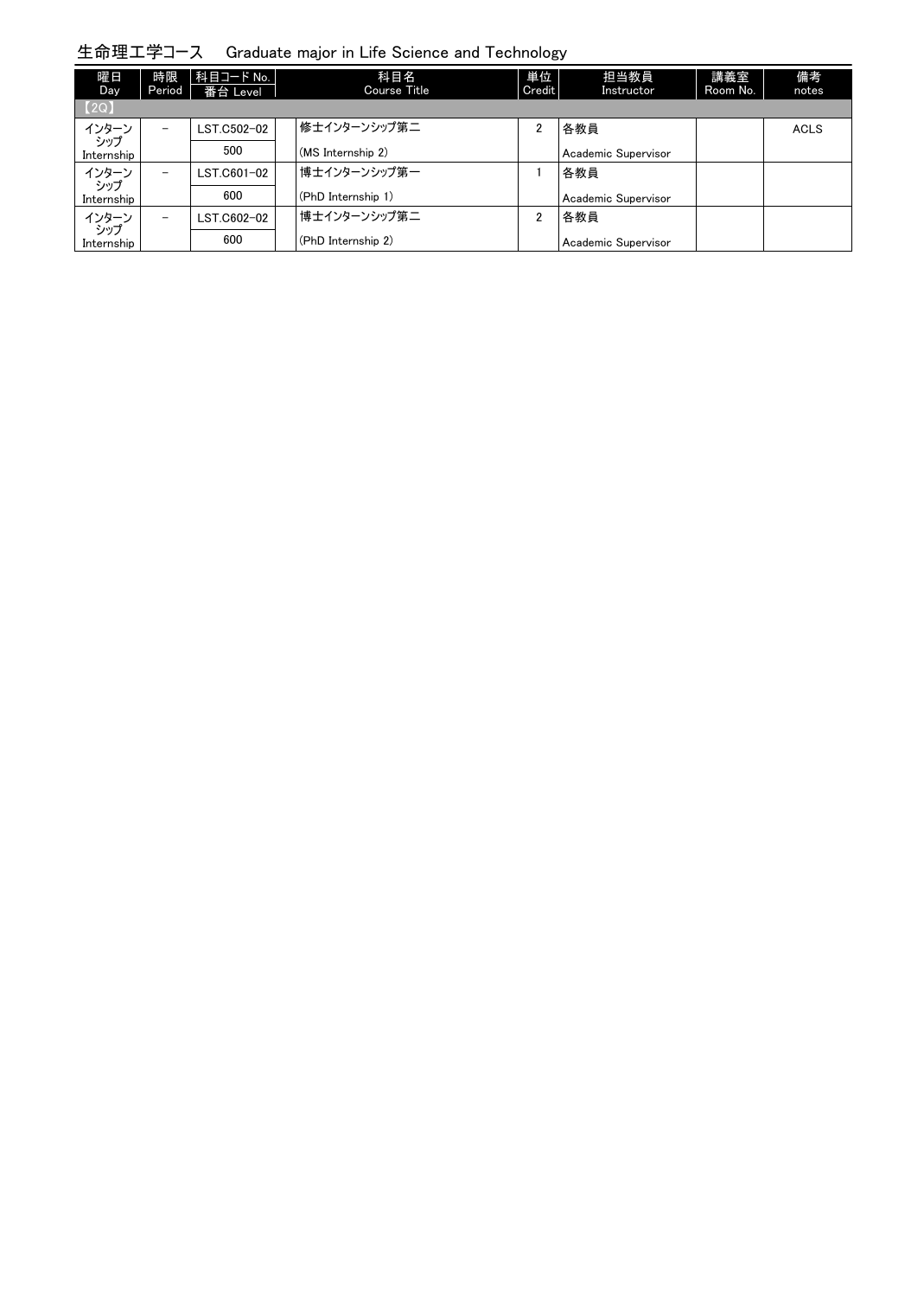## 生命理工学コース　Graduate major in Life Science and Technology

| 曜日 Day | 時限 Period | 科目コード No. 番台 Level | 科目名 Course Title | 単位 Credit | 担当教員 Instructor | 講義室 Room No. | 備考 notes |
|---|---|---|---|---|---|---|---|
| 【2Q】 | | | | | | | |
| インターンシップ Internship | － | LST.C502-02<br>500 | 修士インターンシップ第二<br>(MS Internship 2) | 2 | 各教員<br>Academic Supervisor | | ACLS |
| インターンシップ Internship | － | LST.C601-02<br>600 | 博士インターンシップ第一<br>(PhD Internship 1) | 1 | 各教員<br>Academic Supervisor | | |
| インターンシップ Internship | － | LST.C602-02<br>600 | 博士インターンシップ第二<br>(PhD Internship 2) | 2 | 各教員<br>Academic Supervisor | | |